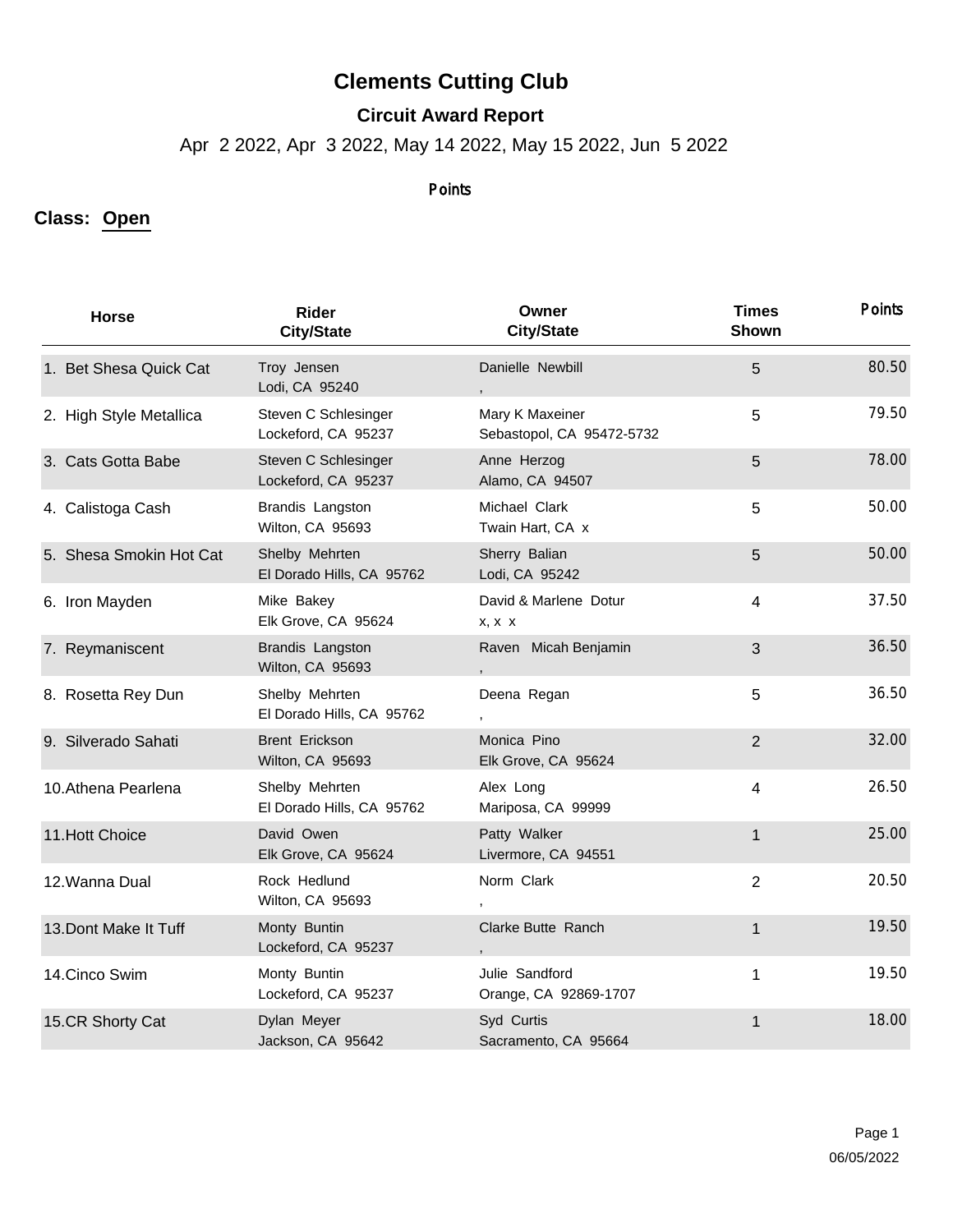# Clements Cutting Club

## Circuit Award Report

Apr 2 2022, Apr 3 2022, May 14 2022, May 15 2022, Jun 5 2022

Points

**Class: Open**

| Horse | Rider City/State | Owner City/State | Times Shown | Points |
|---|---|---|---|---|
| 1. Bet Shesa Quick Cat | Troy Jensen<br>Lodi, CA 95240 | Danielle Newbill<br>, | 5 | 80.50 |
| 2. High Style Metallica | Steven C Schlesinger<br>Lockeford, CA 95237 | Mary K Maxeiner<br>Sebastopol, CA 95472-5732 | 5 | 79.50 |
| 3. Cats Gotta Babe | Steven C Schlesinger<br>Lockeford, CA 95237 | Anne Herzog<br>Alamo, CA 94507 | 5 | 78.00 |
| 4. Calistoga Cash | Brandis Langston<br>Wilton, CA 95693 | Michael Clark<br>Twain Hart, CA x | 5 | 50.00 |
| 5. Shesa Smokin Hot Cat | Shelby Mehrten<br>El Dorado Hills, CA 95762 | Sherry Balian<br>Lodi, CA 95242 | 5 | 50.00 |
| 6. Iron Mayden | Mike Bakey<br>Elk Grove, CA 95624 | David & Marlene Dotur<br>x, x x | 4 | 37.50 |
| 7. Reymaniscent | Brandis Langston<br>Wilton, CA 95693 | Raven Micah Benjamin<br>, | 3 | 36.50 |
| 8. Rosetta Rey Dun | Shelby Mehrten<br>El Dorado Hills, CA 95762 | Deena Regan<br>, | 5 | 36.50 |
| 9. Silverado Sahati | Brent Erickson<br>Wilton, CA 95693 | Monica Pino<br>Elk Grove, CA 95624 | 2 | 32.00 |
| 10.Athena Pearlena | Shelby Mehrten<br>El Dorado Hills, CA 95762 | Alex Long<br>Mariposa, CA 99999 | 4 | 26.50 |
| 11.Hott Choice | David Owen<br>Elk Grove, CA 95624 | Patty Walker<br>Livermore, CA 94551 | 1 | 25.00 |
| 12.Wanna Dual | Rock Hedlund<br>Wilton, CA 95693 | Norm Clark<br>, | 2 | 20.50 |
| 13.Dont Make It Tuff | Monty Buntin<br>Lockeford, CA 95237 | Clarke Butte Ranch<br>, | 1 | 19.50 |
| 14.Cinco Swim | Monty Buntin<br>Lockeford, CA 95237 | Julie Sandford<br>Orange, CA 92869-1707 | 1 | 19.50 |
| 15.CR Shorty Cat | Dylan Meyer<br>Jackson, CA 95642 | Syd Curtis<br>Sacramento, CA 95664 | 1 | 18.00 |

06/05/2022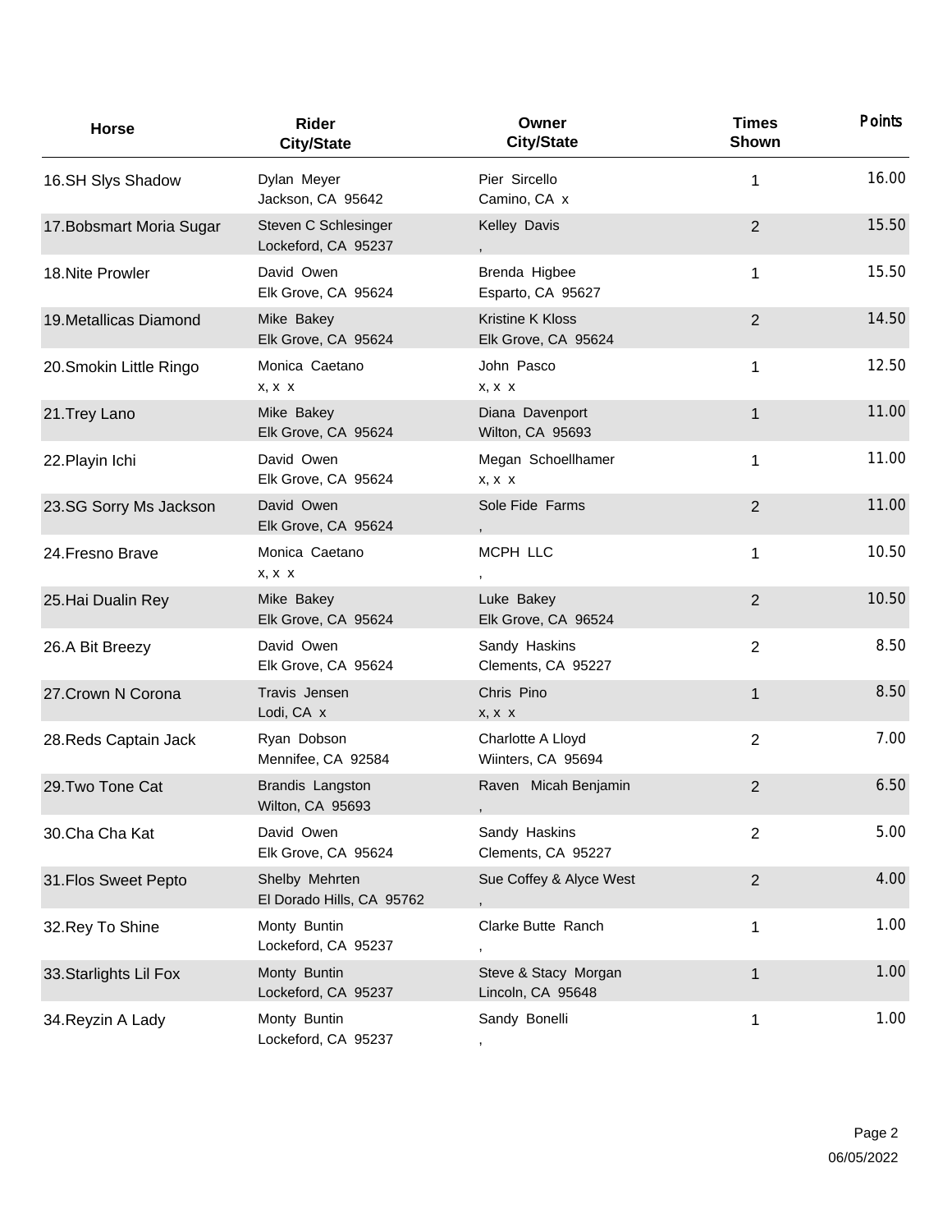| Horse | Rider City/State | Owner City/State | Times Shown | Points |
|---|---|---|---|---|
| 16.SH Slys Shadow | Dylan Meyer<br>Jackson, CA 95642 | Pier Sircello<br>Camino, CA x | 1 | 16.00 |
| 17.Bobsmart Moria Sugar | Steven C Schlesinger<br>Lockeford, CA 95237 | Kelley Davis<br>, | 2 | 15.50 |
| 18.Nite Prowler | David Owen<br>Elk Grove, CA 95624 | Brenda Higbee<br>Esparto, CA 95627 | 1 | 15.50 |
| 19.Metallicas Diamond | Mike Bakey<br>Elk Grove, CA 95624 | Kristine K Kloss<br>Elk Grove, CA 95624 | 2 | 14.50 |
| 20.Smokin Little Ringo | Monica Caetano<br>x, x x | John Pasco<br>x, x x | 1 | 12.50 |
| 21.Trey Lano | Mike Bakey<br>Elk Grove, CA 95624 | Diana Davenport<br>Wilton, CA 95693 | 1 | 11.00 |
| 22.Playin Ichi | David Owen<br>Elk Grove, CA 95624 | Megan Schoellhamer<br>x, x x | 1 | 11.00 |
| 23.SG Sorry Ms Jackson | David Owen<br>Elk Grove, CA 95624 | Sole Fide Farms<br>, | 2 | 11.00 |
| 24.Fresno Brave | Monica Caetano<br>x, x x | MCPH LLC<br>, | 1 | 10.50 |
| 25.Hai Dualin Rey | Mike Bakey<br>Elk Grove, CA 95624 | Luke Bakey<br>Elk Grove, CA 96524 | 2 | 10.50 |
| 26.A Bit Breezy | David Owen<br>Elk Grove, CA 95624 | Sandy Haskins<br>Clements, CA 95227 | 2 | 8.50 |
| 27.Crown N Corona | Travis Jensen<br>Lodi, CA x | Chris Pino<br>x, x x | 1 | 8.50 |
| 28.Reds Captain Jack | Ryan Dobson<br>Mennifee, CA 92584 | Charlotte A Lloyd<br>Wiinters, CA 95694 | 2 | 7.00 |
| 29.Two Tone Cat | Brandis Langston<br>Wilton, CA 95693 | Raven Micah Benjamin<br>, | 2 | 6.50 |
| 30.Cha Cha Kat | David Owen<br>Elk Grove, CA 95624 | Sandy Haskins<br>Clements, CA 95227 | 2 | 5.00 |
| 31.Flos Sweet Pepto | Shelby Mehrten<br>El Dorado Hills, CA 95762 | Sue Coffey & Alyce West<br>, | 2 | 4.00 |
| 32.Rey To Shine | Monty Buntin<br>Lockeford, CA 95237 | Clarke Butte Ranch<br>, | 1 | 1.00 |
| 33.Starlights Lil Fox | Monty Buntin<br>Lockeford, CA 95237 | Steve & Stacy Morgan<br>Lincoln, CA 95648 | 1 | 1.00 |
| 34.Reyzin A Lady | Monty Buntin<br>Lockeford, CA 95237 | Sandy Bonelli<br>, | 1 | 1.00 |

06/05/2022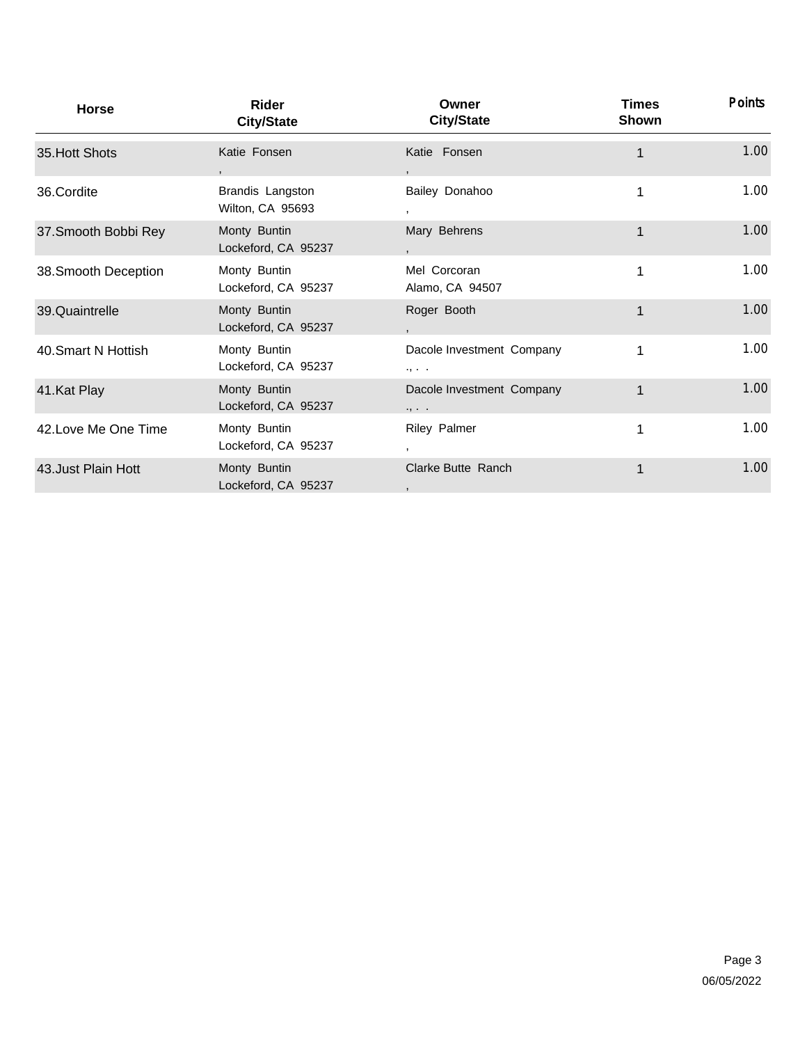| Horse | Rider City/State | Owner City/State | Times Shown | Points |
|---|---|---|---|---|
| 35.Hott Shots | Katie Fonsen<br>, | Katie Fonsen<br>, | 1 | 1.00 |
| 36.Cordite | Brandis Langston<br>Wilton, CA 95693 | Bailey Donahoo<br>, | 1 | 1.00 |
| 37.Smooth Bobbi Rey | Monty Buntin<br>Lockeford, CA 95237 | Mary Behrens<br>, | 1 | 1.00 |
| 38.Smooth Deception | Monty Buntin<br>Lockeford, CA 95237 | Mel Corcoran<br>Alamo, CA 94507 | 1 | 1.00 |
| 39.Quaintrelle | Monty Buntin<br>Lockeford, CA 95237 | Roger Booth<br>, | 1 | 1.00 |
| 40.Smart N Hottish | Monty Buntin<br>Lockeford, CA 95237 | Dacole Investment Company<br>., . . | 1 | 1.00 |
| 41.Kat Play | Monty Buntin<br>Lockeford, CA 95237 | Dacole Investment Company<br>., . . | 1 | 1.00 |
| 42.Love Me One Time | Monty Buntin<br>Lockeford, CA 95237 | Riley Palmer<br>, | 1 | 1.00 |
| 43.Just Plain Hott | Monty Buntin<br>Lockeford, CA 95237 | Clarke Butte Ranch<br>, | 1 | 1.00 |

06/05/2022